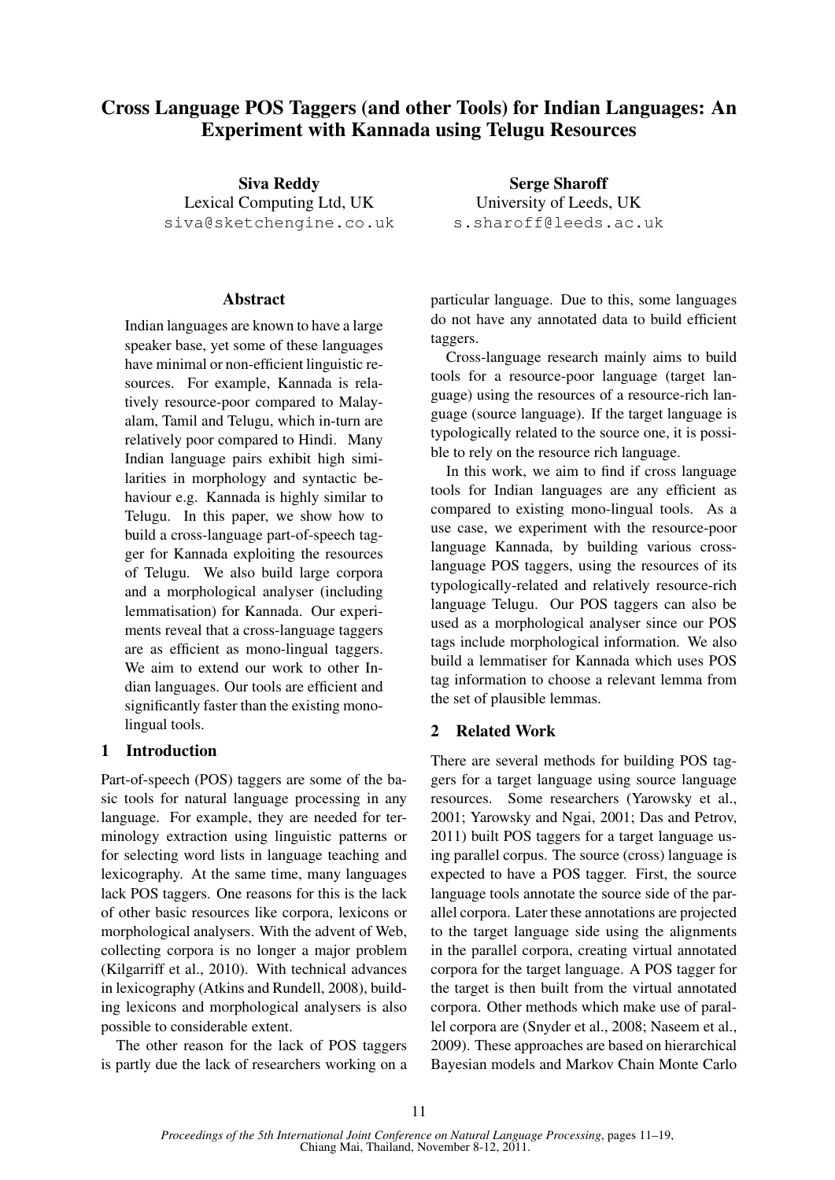# Cross Language POS Taggers (and other Tools) for Indian Languages: An Experiment with Kannada using Telugu Resources

**Siva Reddy**
Lexical Computing Ltd, UK
siva@sketchengine.co.uk

**Serge Sharoff**
University of Leeds, UK
s.sharoff@leeds.ac.uk

## Abstract

Indian languages are known to have a large speaker base, yet some of these languages have minimal or non-efficient linguistic resources. For example, Kannada is relatively resource-poor compared to Malayalam, Tamil and Telugu, which in-turn are relatively poor compared to Hindi. Many Indian language pairs exhibit high similarities in morphology and syntactic behaviour e.g. Kannada is highly similar to Telugu. In this paper, we show how to build a cross-language part-of-speech tagger for Kannada exploiting the resources of Telugu. We also build large corpora and a morphological analyser (including lemmatisation) for Kannada. Our experiments reveal that a cross-language taggers are as efficient as mono-lingual taggers. We aim to extend our work to other Indian languages. Our tools are efficient and significantly faster than the existing mono-lingual tools.

## 1 Introduction

Part-of-speech (POS) taggers are some of the basic tools for natural language processing in any language. For example, they are needed for terminology extraction using linguistic patterns or for selecting word lists in language teaching and lexicography. At the same time, many languages lack POS taggers. One reasons for this is the lack of other basic resources like corpora, lexicons or morphological analysers. With the advent of Web, collecting corpora is no longer a major problem (Kilgarriff et al., 2010). With technical advances in lexicography (Atkins and Rundell, 2008), building lexicons and morphological analysers is also possible to considerable extent.

The other reason for the lack of POS taggers is partly due the lack of researchers working on a particular language. Due to this, some languages do not have any annotated data to build efficient taggers.

Cross-language research mainly aims to build tools for a resource-poor language (target language) using the resources of a resource-rich language (source language). If the target language is typologically related to the source one, it is possible to rely on the resource rich language.

In this work, we aim to find if cross language tools for Indian languages are any efficient as compared to existing mono-lingual tools. As a use case, we experiment with the resource-poor language Kannada, by building various cross-language POS taggers, using the resources of its typologically-related and relatively resource-rich language Telugu. Our POS taggers can also be used as a morphological analyser since our POS tags include morphological information. We also build a lemmatiser for Kannada which uses POS tag information to choose a relevant lemma from the set of plausible lemmas.

## 2 Related Work

There are several methods for building POS taggers for a target language using source language resources. Some researchers (Yarowsky et al., 2001; Yarowsky and Ngai, 2001; Das and Petrov, 2011) built POS taggers for a target language using parallel corpus. The source (cross) language is expected to have a POS tagger. First, the source language tools annotate the source side of the parallel corpora. Later these annotations are projected to the target language side using the alignments in the parallel corpora, creating virtual annotated corpora for the target language. A POS tagger for the target is then built from the virtual annotated corpora. Other methods which make use of parallel corpora are (Snyder et al., 2008; Naseem et al., 2009). These approaches are based on hierarchical Bayesian models and Markov Chain Monte Carlo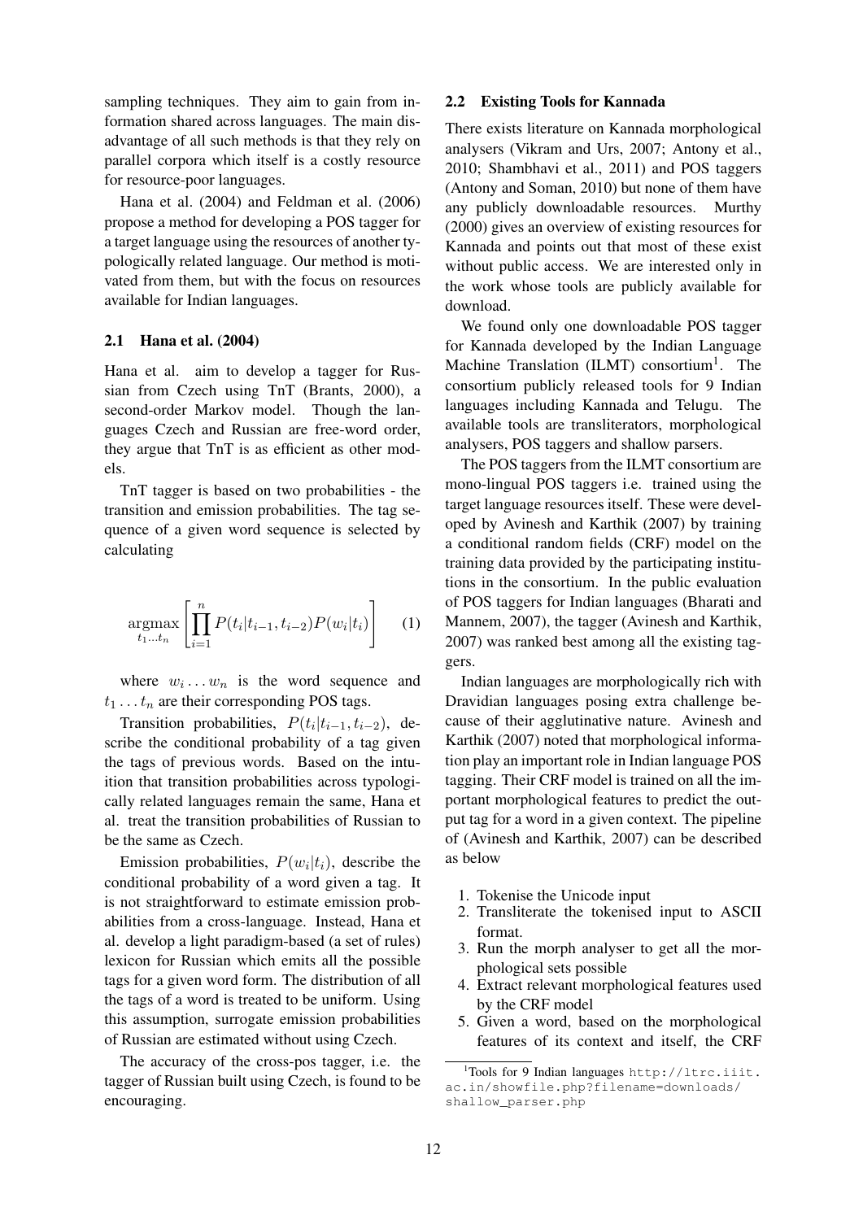sampling techniques. They aim to gain from information shared across languages. The main disadvantage of all such methods is that they rely on parallel corpora which itself is a costly resource for resource-poor languages.

Hana et al. (2004) and Feldman et al. (2006) propose a method for developing a POS tagger for a target language using the resources of another typologically related language. Our method is motivated from them, but with the focus on resources available for Indian languages.

### 2.1 Hana et al. (2004)

Hana et al. aim to develop a tagger for Russian from Czech using TnT (Brants, 2000), a second-order Markov model. Though the languages Czech and Russian are free-word order, they argue that TnT is as efficient as other models.

TnT tagger is based on two probabilities - the transition and emission probabilities. The tag sequence of a given word sequence is selected by calculating

$$\operatorname*{argmax}_{t_1 \ldots t_n} \left[ \prod_{i=1}^{n} P(t_i|t_{i-1}, t_{i-2}) P(w_i|t_i) \right] \quad (1)$$

where $w_i \ldots w_n$ is the word sequence and $t_1 \ldots t_n$ are their corresponding POS tags.

Transition probabilities, $P(t_i|t_{i-1}, t_{i-2})$, describe the conditional probability of a tag given the tags of previous words. Based on the intuition that transition probabilities across typologically related languages remain the same, Hana et al. treat the transition probabilities of Russian to be the same as Czech.

Emission probabilities, $P(w_i|t_i)$, describe the conditional probability of a word given a tag. It is not straightforward to estimate emission probabilities from a cross-language. Instead, Hana et al. develop a light paradigm-based (a set of rules) lexicon for Russian which emits all the possible tags for a given word form. The distribution of all the tags of a word is treated to be uniform. Using this assumption, surrogate emission probabilities of Russian are estimated without using Czech.

The accuracy of the cross-pos tagger, i.e. the tagger of Russian built using Czech, is found to be encouraging.

### 2.2 Existing Tools for Kannada

There exists literature on Kannada morphological analysers (Vikram and Urs, 2007; Antony et al., 2010; Shambhavi et al., 2011) and POS taggers (Antony and Soman, 2010) but none of them have any publicly downloadable resources. Murthy (2000) gives an overview of existing resources for Kannada and points out that most of these exist without public access. We are interested only in the work whose tools are publicly available for download.

We found only one downloadable POS tagger for Kannada developed by the Indian Language Machine Translation (ILMT) consortium[1]. The consortium publicly released tools for 9 Indian languages including Kannada and Telugu. The available tools are transliterators, morphological analysers, POS taggers and shallow parsers.

The POS taggers from the ILMT consortium are mono-lingual POS taggers i.e. trained using the target language resources itself. These were developed by Avinesh and Karthik (2007) by training a conditional random fields (CRF) model on the training data provided by the participating institutions in the consortium. In the public evaluation of POS taggers for Indian languages (Bharati and Mannem, 2007), the tagger (Avinesh and Karthik, 2007) was ranked best among all the existing taggers.

Indian languages are morphologically rich with Dravidian languages posing extra challenge because of their agglutinative nature. Avinesh and Karthik (2007) noted that morphological information play an important role in Indian language POS tagging. Their CRF model is trained on all the important morphological features to predict the output tag for a word in a given context. The pipeline of (Avinesh and Karthik, 2007) can be described as below

1. Tokenise the Unicode input
2. Transliterate the tokenised input to ASCII format.
3. Run the morph analyser to get all the morphological sets possible
4. Extract relevant morphological features used by the CRF model
5. Given a word, based on the morphological features of its context and itself, the CRF

[1] Tools for 9 Indian languages http://ltrc.iiit.ac.in/showfile.php?filename=downloads/shallow_parser.php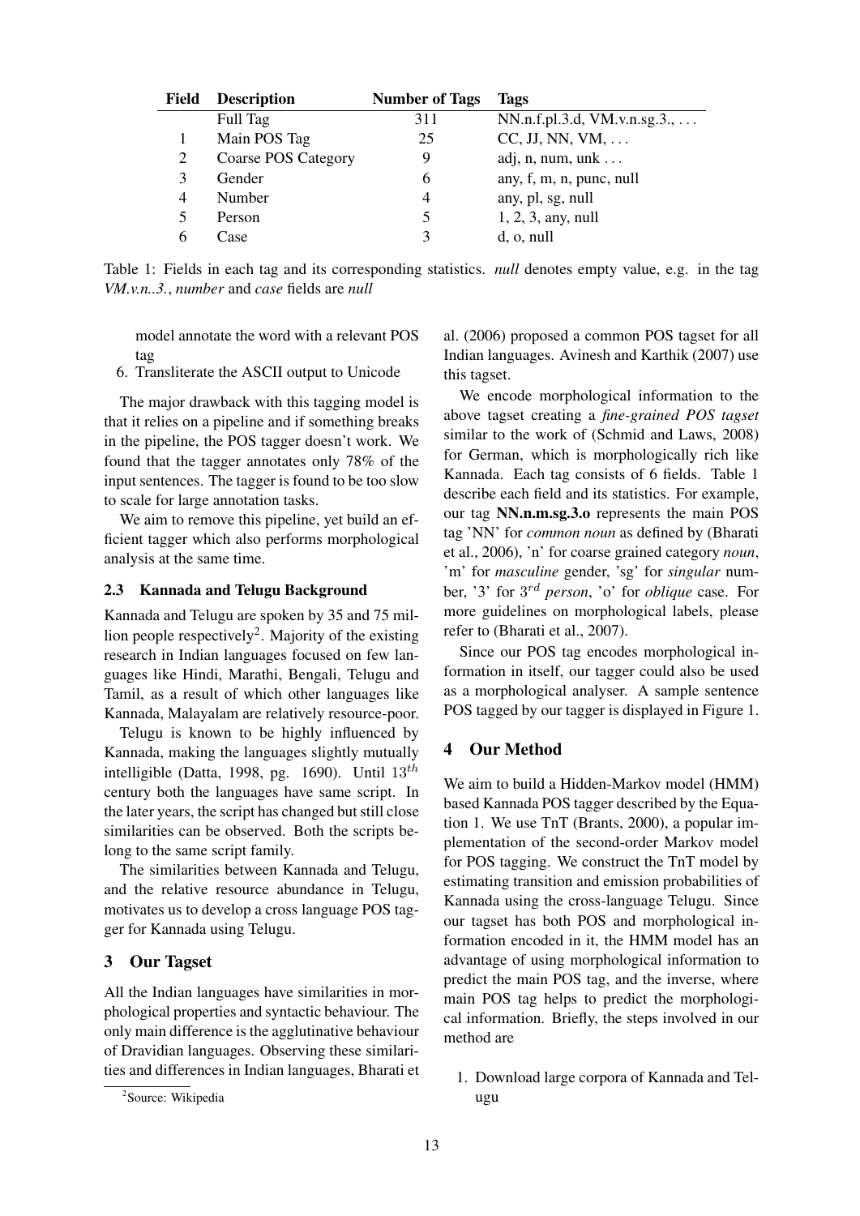| Field | Description | Number of Tags | Tags |
|---|---|---|---|
| | Full Tag | 311 | NN.n.f.pl.3.d, VM.v.n.sg.3., ... |
| 1 | Main POS Tag | 25 | CC, JJ, NN, VM, ... |
| 2 | Coarse POS Category | 9 | adj, n, num, unk ... |
| 3 | Gender | 6 | any, f, m, n, punc, null |
| 4 | Number | 4 | any, pl, sg, null |
| 5 | Person | 5 | 1, 2, 3, any, null |
| 6 | Case | 3 | d, o, null |

Table 1: Fields in each tag and its corresponding statistics. *null* denotes empty value, e.g. in the tag *VM.v.n..3.*, *number* and *case* fields are *null*

model annotate the word with a relevant POS tag

6. Transliterate the ASCII output to Unicode

The major drawback with this tagging model is that it relies on a pipeline and if something breaks in the pipeline, the POS tagger doesn't work. We found that the tagger annotates only 78% of the input sentences. The tagger is found to be too slow to scale for large annotation tasks.

We aim to remove this pipeline, yet build an efficient tagger which also performs morphological analysis at the same time.

### 2.3 Kannada and Telugu Background

Kannada and Telugu are spoken by 35 and 75 million people respectively[2]. Majority of the existing research in Indian languages focused on few languages like Hindi, Marathi, Bengali, Telugu and Tamil, as a result of which other languages like Kannada, Malayalam are relatively resource-poor.

Telugu is known to be highly influenced by Kannada, making the languages slightly mutually intelligible (Datta, 1998, pg. 1690). Until $13^{th}$ century both the languages have same script. In the later years, the script has changed but still close similarities can be observed. Both the scripts belong to the same script family.

The similarities between Kannada and Telugu, and the relative resource abundance in Telugu, motivates us to develop a cross language POS tagger for Kannada using Telugu.

## 3 Our Tagset

All the Indian languages have similarities in morphological properties and syntactic behaviour. The only main difference is the agglutinative behaviour of Dravidian languages. Observing these similarities and differences in Indian languages, Bharati et al. (2006) proposed a common POS tagset for all Indian languages. Avinesh and Karthik (2007) use this tagset.

We encode morphological information to the above tagset creating a *fine-grained POS tagset* similar to the work of (Schmid and Laws, 2008) for German, which is morphologically rich like Kannada. Each tag consists of 6 fields. Table 1 describe each field and its statistics. For example, our tag **NN.n.m.sg.3.o** represents the main POS tag 'NN' for *common noun* as defined by (Bharati et al., 2006), 'n' for coarse grained category *noun*, 'm' for *masculine* gender, 'sg' for *singular* number, '3' for $3^{rd}$ *person*, 'o' for *oblique* case. For more guidelines on morphological labels, please refer to (Bharati et al., 2007).

Since our POS tag encodes morphological information in itself, our tagger could also be used as a morphological analyser. A sample sentence POS tagged by our tagger is displayed in Figure 1.

## 4 Our Method

We aim to build a Hidden-Markov model (HMM) based Kannada POS tagger described by the Equation 1. We use TnT (Brants, 2000), a popular implementation of the second-order Markov model for POS tagging. We construct the TnT model by estimating transition and emission probabilities of Kannada using the cross-language Telugu. Since our tagset has both POS and morphological information encoded in it, the HMM model has an advantage of using morphological information to predict the main POS tag, and the inverse, where main POS tag helps to predict the morphological information. Briefly, the steps involved in our method are

1. Download large corpora of Kannada and Telugu

[2] Source: Wikipedia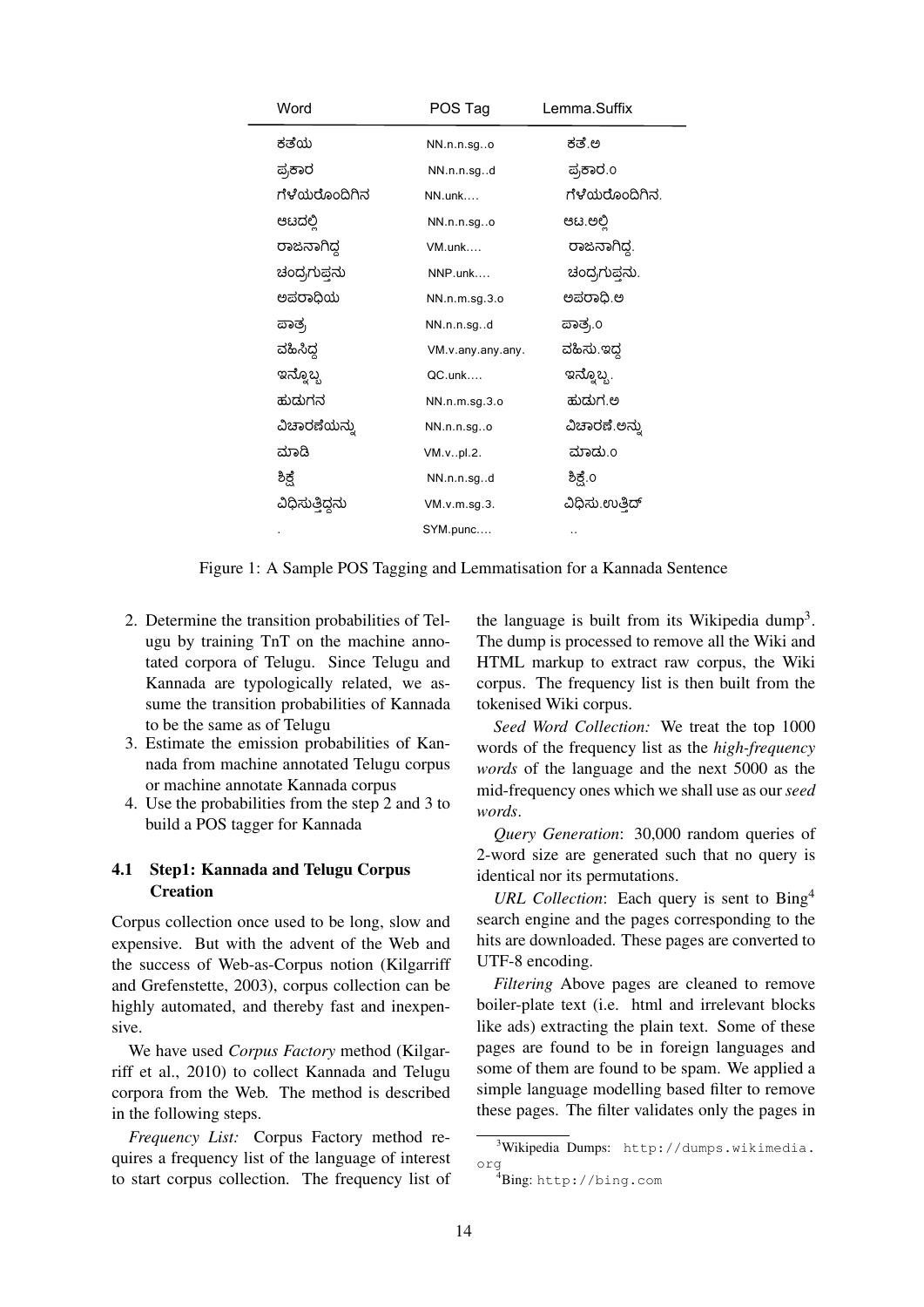| Word | POS Tag | Lemma.Suffix |
|---|---|---|
| ಕತೆಯ | NN.n.n.sg..o | ಕತೆ.ಅ |
| ಪ್ರಕಾರ | NN.n.n.sg..d | ಪ್ರಕಾರ.೦ |
| ಗೆಳೆಯರೊಂದಿಗಿನ | NN.unk.... | ಗೆಳೆಯರೊಂದಿಗಿನ. |
| ಆಟದಲ್ಲಿ | NN.n.n.sg..o | ಆಟ.ಅಲ್ಲಿ |
| ರಾಜನಾಗಿದ್ದ | VM.unk.... | ರಾಜನಾಗಿದ್ದ. |
| ಚಂದ್ರಗುಪ್ತನು | NNP.unk.... | ಚಂದ್ರಗುಪ್ತನು. |
| ಅಪರಾಧಿಯ | NN.n.m.sg.3.o | ಅಪರಾಧಿ.ಅ |
| ಪಾತ್ರ | NN.n.n.sg..d | ಪಾತ್ರ.೦ |
| ವಹಿಸಿದ್ದ | VM.v.any.any.any. | ವಹಿಸು.ಇದ್ದ |
| ಇನ್ನೊಬ್ಬ | QC.unk.... | ಇನ್ನೊಬ್ಬ. |
| ಹುಡುಗನ | NN.n.m.sg.3.o | ಹುಡುಗ.ಅ |
| ವಿಚಾರಣೆಯನ್ನು | NN.n.n.sg..o | ವಿಚಾರಣೆ.ಅನ್ನು |
| ಮಾಡಿ | VM.v..pl.2. | ಮಾಡು.೦ |
| ಶಿಕ್ಷೆ | NN.n.n.sg..d | ಶಿಕ್ಷೆ.೦ |
| ವಿಧಿಸುತ್ತಿದ್ದನು | VM.v.m.sg.3. | ವಿಧಿಸು.ಉತ್ತಿದ್ |
| . | SYM.punc.... | .. |

Figure 1: A Sample POS Tagging and Lemmatisation for a Kannada Sentence

2. Determine the transition probabilities of Telugu by training TnT on the machine annotated corpora of Telugu. Since Telugu and Kannada are typologically related, we assume the transition probabilities of Kannada to be the same as of Telugu
3. Estimate the emission probabilities of Kannada from machine annotated Telugu corpus or machine annotate Kannada corpus
4. Use the probabilities from the step 2 and 3 to build a POS tagger for Kannada

### 4.1 Step1: Kannada and Telugu Corpus Creation

Corpus collection once used to be long, slow and expensive. But with the advent of the Web and the success of Web-as-Corpus notion (Kilgarriff and Grefenstette, 2003), corpus collection can be highly automated, and thereby fast and inexpensive.

We have used *Corpus Factory* method (Kilgarriff et al., 2010) to collect Kannada and Telugu corpora from the Web. The method is described in the following steps.

*Frequency List:* Corpus Factory method requires a frequency list of the language of interest to start corpus collection. The frequency list of the language is built from its Wikipedia dump[3]. The dump is processed to remove all the Wiki and HTML markup to extract raw corpus, the Wiki corpus. The frequency list is then built from the tokenised Wiki corpus.

*Seed Word Collection:* We treat the top 1000 words of the frequency list as the *high-frequency words* of the language and the next 5000 as the mid-frequency ones which we shall use as our *seed words*.

*Query Generation*: 30,000 random queries of 2-word size are generated such that no query is identical nor its permutations.

*URL Collection*: Each query is sent to Bing[4] search engine and the pages corresponding to the hits are downloaded. These pages are converted to UTF-8 encoding.

*Filtering* Above pages are cleaned to remove boiler-plate text (i.e. html and irrelevant blocks like ads) extracting the plain text. Some of these pages are found to be in foreign languages and some of them are found to be spam. We applied a simple language modelling based filter to remove these pages. The filter validates only the pages in

[3]Wikipedia Dumps: http://dumps.wikimedia.org

[4]Bing: http://bing.com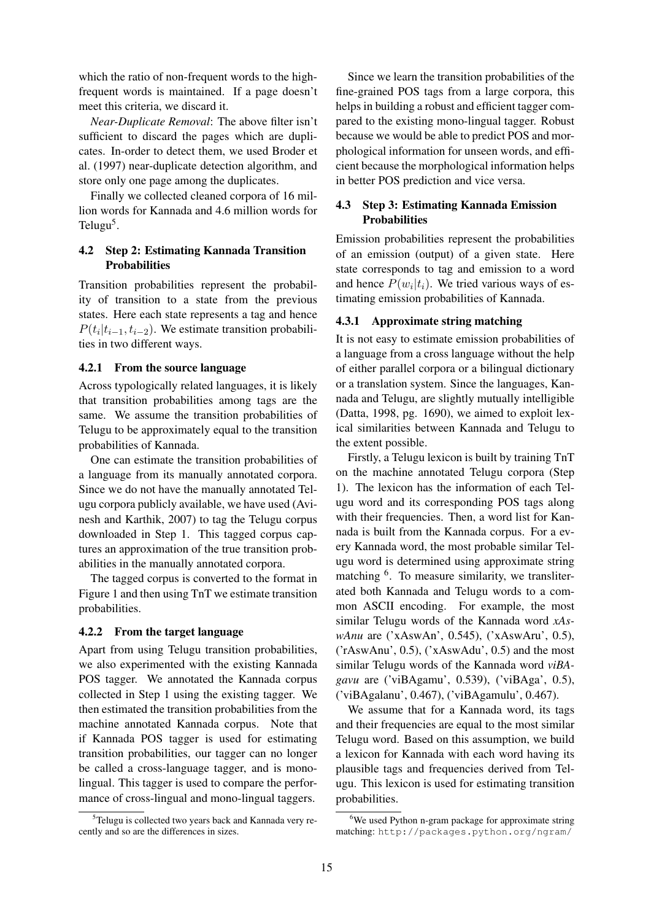which the ratio of non-frequent words to the high-frequent words is maintained. If a page doesn't meet this criteria, we discard it.

*Near-Duplicate Removal*: The above filter isn't sufficient to discard the pages which are duplicates. In-order to detect them, we used Broder et al. (1997) near-duplicate detection algorithm, and store only one page among the duplicates.

Finally we collected cleaned corpora of 16 million words for Kannada and 4.6 million words for Telugu[5].

### 4.2 Step 2: Estimating Kannada Transition Probabilities

Transition probabilities represent the probability of transition to a state from the previous states. Here each state represents a tag and hence $P(t_i|t_{i-1}, t_{i-2})$. We estimate transition probabilities in two different ways.

#### 4.2.1 From the source language

Across typologically related languages, it is likely that transition probabilities among tags are the same. We assume the transition probabilities of Telugu to be approximately equal to the transition probabilities of Kannada.

One can estimate the transition probabilities of a language from its manually annotated corpora. Since we do not have the manually annotated Telugu corpora publicly available, we have used (Avinesh and Karthik, 2007) to tag the Telugu corpus downloaded in Step 1. This tagged corpus captures an approximation of the true transition probabilities in the manually annotated corpora.

The tagged corpus is converted to the format in Figure 1 and then using TnT we estimate transition probabilities.

#### 4.2.2 From the target language

Apart from using Telugu transition probabilities, we also experimented with the existing Kannada POS tagger. We annotated the Kannada corpus collected in Step 1 using the existing tagger. We then estimated the transition probabilities from the machine annotated Kannada corpus. Note that if Kannada POS tagger is used for estimating transition probabilities, our tagger can no longer be called a cross-language tagger, and is mono-lingual. This tagger is used to compare the performance of cross-lingual and mono-lingual taggers.

Since we learn the transition probabilities of the fine-grained POS tags from a large corpora, this helps in building a robust and efficient tagger compared to the existing mono-lingual tagger. Robust because we would be able to predict POS and morphological information for unseen words, and efficient because the morphological information helps in better POS prediction and vice versa.

### 4.3 Step 3: Estimating Kannada Emission Probabilities

Emission probabilities represent the probabilities of an emission (output) of a given state. Here state corresponds to tag and emission to a word and hence $P(w_i|t_i)$. We tried various ways of estimating emission probabilities of Kannada.

#### 4.3.1 Approximate string matching

It is not easy to estimate emission probabilities of a language from a cross language without the help of either parallel corpora or a bilingual dictionary or a translation system. Since the languages, Kannada and Telugu, are slightly mutually intelligible (Datta, 1998, pg. 1690), we aimed to exploit lexical similarities between Kannada and Telugu to the extent possible.

Firstly, a Telugu lexicon is built by training TnT on the machine annotated Telugu corpora (Step 1). The lexicon has the information of each Telugu word and its corresponding POS tags along with their frequencies. Then, a word list for Kannada is built from the Kannada corpus. For a every Kannada word, the most probable similar Telugu word is determined using approximate string matching [6]. To measure similarity, we transliterated both Kannada and Telugu words to a common ASCII encoding. For example, the most similar Telugu words of the Kannada word *xAswAnu* are ('xAswAn', 0.545), ('xAswAru', 0.5), ('rAswAnu', 0.5), ('xAswAdu', 0.5) and the most similar Telugu words of the Kannada word *viBAgavu* are ('viBAgamu', 0.539), ('viBAga', 0.5), ('viBAgalanu', 0.467), ('viBAgamulu', 0.467).

We assume that for a Kannada word, its tags and their frequencies are equal to the most similar Telugu word. Based on this assumption, we build a lexicon for Kannada with each word having its plausible tags and frequencies derived from Telugu. This lexicon is used for estimating transition probabilities.

---

[5] Telugu is collected two years back and Kannada very recently and so are the differences in sizes.

[6] We used Python n-gram package for approximate string matching: `http://packages.python.org/ngram/`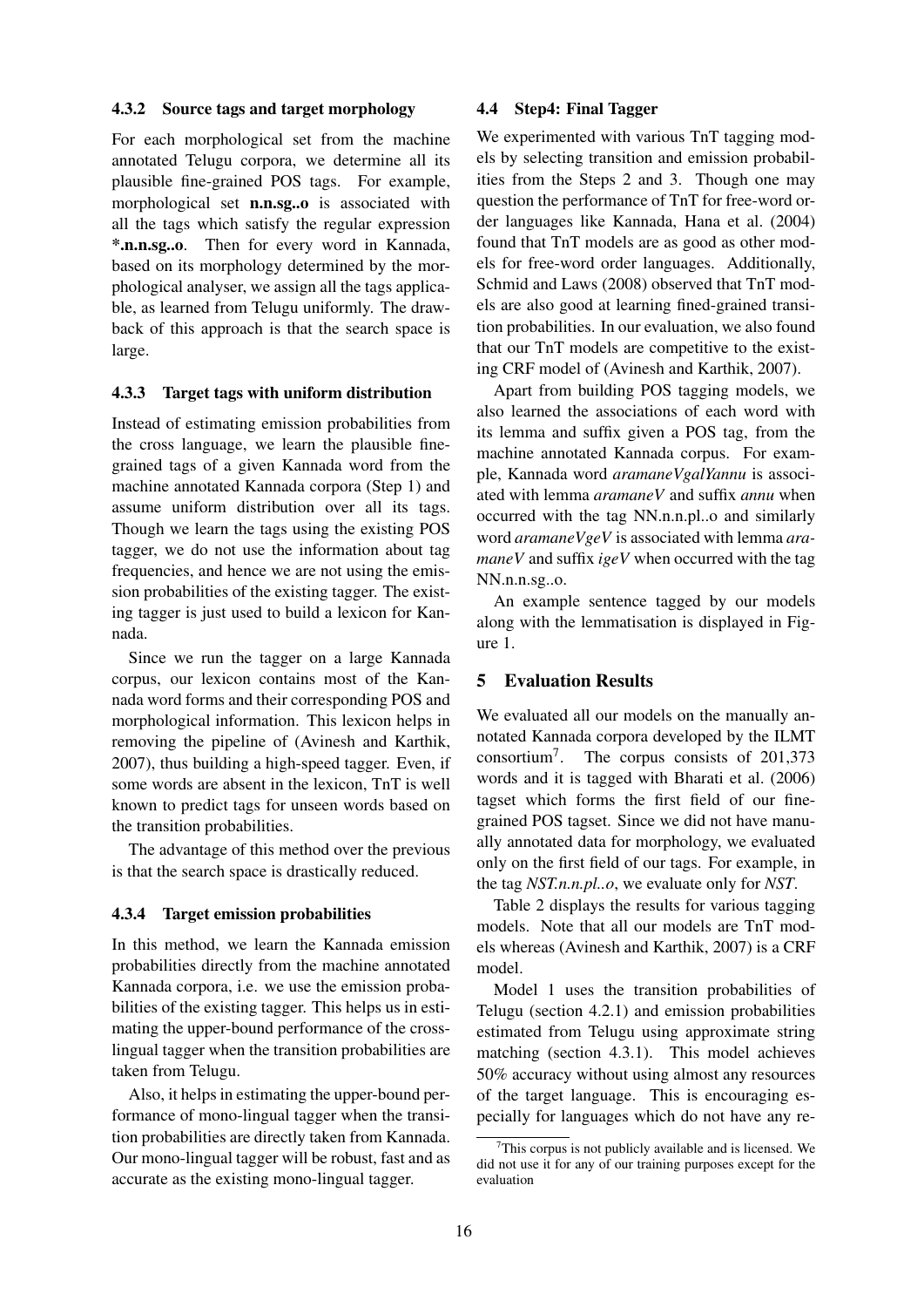#### 4.3.2 Source tags and target morphology

For each morphological set from the machine annotated Telugu corpora, we determine all its plausible fine-grained POS tags. For example, morphological set **n.n.sg..o** is associated with all the tags which satisfy the regular expression ***.n.n.sg..o**. Then for every word in Kannada, based on its morphology determined by the morphological analyser, we assign all the tags applicable, as learned from Telugu uniformly. The drawback of this approach is that the search space is large.

#### 4.3.3 Target tags with uniform distribution

Instead of estimating emission probabilities from the cross language, we learn the plausible fine-grained tags of a given Kannada word from the machine annotated Kannada corpora (Step 1) and assume uniform distribution over all its tags. Though we learn the tags using the existing POS tagger, we do not use the information about tag frequencies, and hence we are not using the emission probabilities of the existing tagger. The existing tagger is just used to build a lexicon for Kannada.

Since we run the tagger on a large Kannada corpus, our lexicon contains most of the Kannada word forms and their corresponding POS and morphological information. This lexicon helps in removing the pipeline of (Avinesh and Karthik, 2007), thus building a high-speed tagger. Even, if some words are absent in the lexicon, TnT is well known to predict tags for unseen words based on the transition probabilities.

The advantage of this method over the previous is that the search space is drastically reduced.

#### 4.3.4 Target emission probabilities

In this method, we learn the Kannada emission probabilities directly from the machine annotated Kannada corpora, i.e. we use the emission probabilities of the existing tagger. This helps us in estimating the upper-bound performance of the cross-lingual tagger when the transition probabilities are taken from Telugu.

Also, it helps in estimating the upper-bound performance of mono-lingual tagger when the transition probabilities are directly taken from Kannada. Our mono-lingual tagger will be robust, fast and as accurate as the existing mono-lingual tagger.

### 4.4 Step4: Final Tagger

We experimented with various TnT tagging models by selecting transition and emission probabilities from the Steps 2 and 3. Though one may question the performance of TnT for free-word order languages like Kannada, Hana et al. (2004) found that TnT models are as good as other models for free-word order languages. Additionally, Schmid and Laws (2008) observed that TnT models are also good at learning fined-grained transition probabilities. In our evaluation, we also found that our TnT models are competitive to the existing CRF model of (Avinesh and Karthik, 2007).

Apart from building POS tagging models, we also learned the associations of each word with its lemma and suffix given a POS tag, from the machine annotated Kannada corpus. For example, Kannada word *aramaneVgalYannu* is associated with lemma *aramaneV* and suffix *annu* when occurred with the tag NN.n.n.pl..o and similarly word *aramaneVgeV* is associated with lemma *aramaneV* and suffix *igeV* when occurred with the tag NN.n.n.sg..o.

An example sentence tagged by our models along with the lemmatisation is displayed in Figure 1.

## 5 Evaluation Results

We evaluated all our models on the manually annotated Kannada corpora developed by the ILMT consortium[7]. The corpus consists of 201,373 words and it is tagged with Bharati et al. (2006) tagset which forms the first field of our fine-grained POS tagset. Since we did not have manually annotated data for morphology, we evaluated only on the first field of our tags. For example, in the tag *NST.n.n.pl..o*, we evaluate only for *NST*.

Table 2 displays the results for various tagging models. Note that all our models are TnT models whereas (Avinesh and Karthik, 2007) is a CRF model.

Model 1 uses the transition probabilities of Telugu (section 4.2.1) and emission probabilities estimated from Telugu using approximate string matching (section 4.3.1). This model achieves 50% accuracy without using almost any resources of the target language. This is encouraging especially for languages which do not have any re-

[7] This corpus is not publicly available and is licensed. We did not use it for any of our training purposes except for the evaluation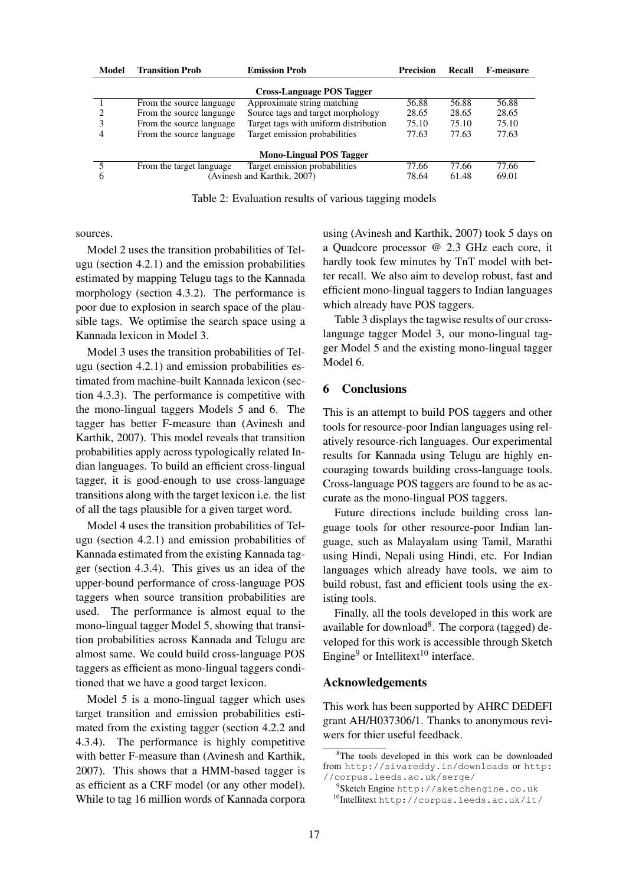| Model | Transition Prob | Emission Prob | Precision | Recall | F-measure |
|---|---|---|---|---|---|
| | | **Cross-Language POS Tagger** | | | |
| 1 | From the source language | Approximate string matching | 56.88 | 56.88 | 56.88 |
| 2 | From the source language | Source tags and target morphology | 28.65 | 28.65 | 28.65 |
| 3 | From the source language | Target tags with uniform distribution | 75.10 | 75.10 | 75.10 |
| 4 | From the source language | Target emission probabilities | 77.63 | 77.63 | 77.63 |
| | | **Mono-Lingual POS Tagger** | | | |
| 5 | From the target language | Target emission probabilities | 77.66 | 77.66 | 77.66 |
| 6 | (Avinesh and Karthik, 2007) | | 78.64 | 61.48 | 69.01 |

Table 2: Evaluation results of various tagging models

sources.

Model 2 uses the transition probabilities of Telugu (section 4.2.1) and the emission probabilities estimated by mapping Telugu tags to the Kannada morphology (section 4.3.2). The performance is poor due to explosion in search space of the plausible tags. We optimise the search space using a Kannada lexicon in Model 3.

Model 3 uses the transition probabilities of Telugu (section 4.2.1) and emission probabilities estimated from machine-built Kannada lexicon (section 4.3.3). The performance is competitive with the mono-lingual taggers Models 5 and 6. The tagger has better F-measure than (Avinesh and Karthik, 2007). This model reveals that transition probabilities apply across typologically related Indian languages. To build an efficient cross-lingual tagger, it is good-enough to use cross-language transitions along with the target lexicon i.e. the list of all the tags plausible for a given target word.

Model 4 uses the transition probabilities of Telugu (section 4.2.1) and emission probabilities of Kannada estimated from the existing Kannada tagger (section 4.3.4). This gives us an idea of the upper-bound performance of cross-language POS taggers when source transition probabilities are used. The performance is almost equal to the mono-lingual tagger Model 5, showing that transition probabilities across Kannada and Telugu are almost same. We could build cross-language POS taggers as efficient as mono-lingual taggers conditioned that we have a good target lexicon.

Model 5 is a mono-lingual tagger which uses target transition and emission probabilities estimated from the existing tagger (section 4.2.2 and 4.3.4). The performance is highly competitive with better F-measure than (Avinesh and Karthik, 2007). This shows that a HMM-based tagger is as efficient as a CRF model (or any other model). While to tag 16 million words of Kannada corpora using (Avinesh and Karthik, 2007) took 5 days on a Quadcore processor @ 2.3 GHz each core, it hardly took few minutes by TnT model with better recall. We also aim to develop robust, fast and efficient mono-lingual taggers to Indian languages which already have POS taggers.

Table 3 displays the tagwise results of our cross-language tagger Model 3, our mono-lingual tagger Model 5 and the existing mono-lingual tagger Model 6.

## 6 Conclusions

This is an attempt to build POS taggers and other tools for resource-poor Indian languages using relatively resource-rich languages. Our experimental results for Kannada using Telugu are highly encouraging towards building cross-language tools. Cross-language POS taggers are found to be as accurate as the mono-lingual POS taggers.

Future directions include building cross language tools for other resource-poor Indian language, such as Malayalam using Tamil, Marathi using Hindi, Nepali using Hindi, etc. For Indian languages which already have tools, we aim to build robust, fast and efficient tools using the existing tools.

Finally, all the tools developed in this work are available for download[8]. The corpora (tagged) developed for this work is accessible through Sketch Engine[9] or Intellitext[10] interface.

## Acknowledgements

This work has been supported by AHRC DEDEFI grant AH/H037306/1. Thanks to anonymous reviwers for thier useful feedback.

[8] The tools developed in this work can be downloaded from http://sivareddy.in/downloads or http://corpus.leeds.ac.uk/serge/

[9] Sketch Engine http://sketchengine.co.uk

[10] Intellitext http://corpus.leeds.ac.uk/it/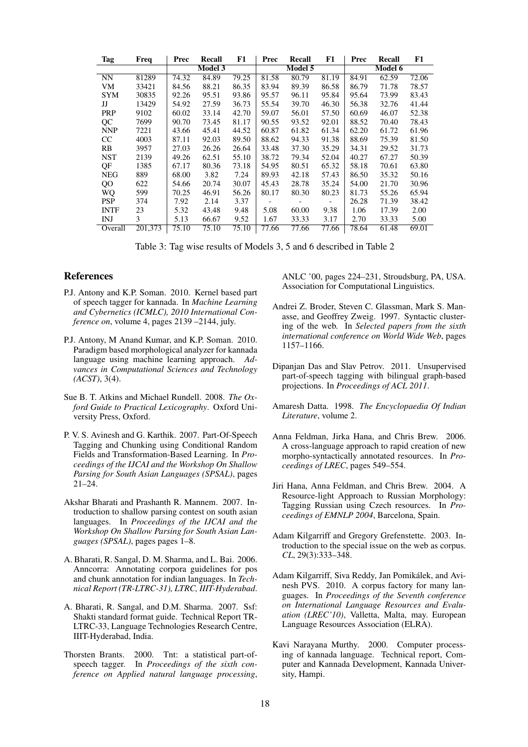| Tag | Freq | Prec | Recall | F1 | Prec | Recall | F1 | Prec | Recall | F1 |
|---|---|---|---|---|---|---|---|---|---|---|
| | | Model 3 | | | Model 5 | | | Model 6 | | |
| NN | 81289 | 74.32 | 84.89 | 79.25 | 81.58 | 80.79 | 81.19 | 84.91 | 62.59 | 72.06 |
| VM | 33421 | 84.56 | 88.21 | 86.35 | 83.94 | 89.39 | 86.58 | 86.79 | 71.78 | 78.57 |
| SYM | 30835 | 92.26 | 95.51 | 93.86 | 95.57 | 96.11 | 95.84 | 95.64 | 73.99 | 83.43 |
| JJ | 13429 | 54.92 | 27.59 | 36.73 | 55.54 | 39.70 | 46.30 | 56.38 | 32.76 | 41.44 |
| PRP | 9102 | 60.02 | 33.14 | 42.70 | 59.07 | 56.01 | 57.50 | 60.69 | 46.07 | 52.38 |
| QC | 7699 | 90.70 | 73.45 | 81.17 | 90.55 | 93.52 | 92.01 | 88.52 | 70.40 | 78.43 |
| NNP | 7221 | 43.66 | 45.41 | 44.52 | 60.87 | 61.82 | 61.34 | 62.20 | 61.72 | 61.96 |
| CC | 4003 | 87.11 | 92.03 | 89.50 | 88.62 | 94.33 | 91.38 | 88.69 | 75.39 | 81.50 |
| RB | 3957 | 27.03 | 26.26 | 26.64 | 33.48 | 37.30 | 35.29 | 34.31 | 29.52 | 31.73 |
| NST | 2139 | 49.26 | 62.51 | 55.10 | 38.72 | 79.34 | 52.04 | 40.27 | 67.27 | 50.39 |
| QF | 1385 | 67.17 | 80.36 | 73.18 | 54.95 | 80.51 | 65.32 | 58.18 | 70.61 | 63.80 |
| NEG | 889 | 68.00 | 3.82 | 7.24 | 89.93 | 42.18 | 57.43 | 86.50 | 35.32 | 50.16 |
| QO | 622 | 54.66 | 20.74 | 30.07 | 45.43 | 28.78 | 35.24 | 54.00 | 21.70 | 30.96 |
| WQ | 599 | 70.25 | 46.91 | 56.26 | 80.17 | 80.30 | 80.23 | 81.73 | 55.26 | 65.94 |
| PSP | 374 | 7.92 | 2.14 | 3.37 | - | - | - | 26.28 | 71.39 | 38.42 |
| INTF | 23 | 5.32 | 43.48 | 9.48 | 5.08 | 60.00 | 9.38 | 1.06 | 17.39 | 2.00 |
| INJ | 3 | 5.13 | 66.67 | 9.52 | 1.67 | 33.33 | 3.17 | 2.70 | 33.33 | 5.00 |
| Overall | 201,373 | 75.10 | 75.10 | 75.10 | 77.66 | 77.66 | 77.66 | 78.64 | 61.48 | 69.01 |

Table 3: Tag wise results of Models 3, 5 and 6 described in Table 2

## References

P.J. Antony and K.P. Soman. 2010. Kernel based part of speech tagger for kannada. In *Machine Learning and Cybernetics (ICMLC), 2010 International Conference on*, volume 4, pages 2139 –2144, july.

P.J. Antony, M Anand Kumar, and K.P. Soman. 2010. Paradigm based morphological analyzer for kannada language using machine learning approach. *Advances in Computational Sciences and Technology (ACST)*, 3(4).

Sue B. T. Atkins and Michael Rundell. 2008. *The Oxford Guide to Practical Lexicography*. Oxford University Press, Oxford.

P. V. S. Avinesh and G. Karthik. 2007. Part-Of-Speech Tagging and Chunking using Conditional Random Fields and Transformation-Based Learning. In *Proceedings of the IJCAI and the Workshop On Shallow Parsing for South Asian Languages (SPSAL)*, pages 21–24.

Akshar Bharati and Prashanth R. Mannem. 2007. Introduction to shallow parsing contest on south asian languages. In *Proceedings of the IJCAI and the Workshop On Shallow Parsing for South Asian Languages (SPSAL)*, pages pages 1–8.

A. Bharati, R. Sangal, D. M. Sharma, and L. Bai. 2006. Anncorra: Annotating corpora guidelines for pos and chunk annotation for indian languages. In *Technical Report (TR-LTRC-31), LTRC, IIIT-Hyderabad*.

A. Bharati, R. Sangal, and D.M. Sharma. 2007. Ssf: Shakti standard format guide. Technical Report TR-LTRC-33, Language Technologies Research Centre, IIIT-Hyderabad, India.

Thorsten Brants. 2000. Tnt: a statistical part-of-speech tagger. In *Proceedings of the sixth conference on Applied natural language processing*, ANLC '00, pages 224–231, Stroudsburg, PA, USA. Association for Computational Linguistics.

Andrei Z. Broder, Steven C. Glassman, Mark S. Manasse, and Geoffrey Zweig. 1997. Syntactic clustering of the web. In *Selected papers from the sixth international conference on World Wide Web*, pages 1157–1166.

Dipanjan Das and Slav Petrov. 2011. Unsupervised part-of-speech tagging with bilingual graph-based projections. In *Proceedings of ACL 2011*.

Amaresh Datta. 1998. *The Encyclopaedia Of Indian Literature*, volume 2.

Anna Feldman, Jirka Hana, and Chris Brew. 2006. A cross-language approach to rapid creation of new morpho-syntactically annotated resources. In *Proceedings of LREC*, pages 549–554.

Jiri Hana, Anna Feldman, and Chris Brew. 2004. A Resource-light Approach to Russian Morphology: Tagging Russian using Czech resources. In *Proceedings of EMNLP 2004*, Barcelona, Spain.

Adam Kilgarriff and Gregory Grefenstette. 2003. Introduction to the special issue on the web as corpus. *CL*, 29(3):333–348.

Adam Kilgarriff, Siva Reddy, Jan Pomikálek, and Avinesh PVS. 2010. A corpus factory for many languages. In *Proceedings of the Seventh conference on International Language Resources and Evaluation (LREC'10)*, Valletta, Malta, may. European Language Resources Association (ELRA).

Kavi Narayana Murthy. 2000. Computer processing of kannada language. Technical report, Computer and Kannada Development, Kannada University, Hampi.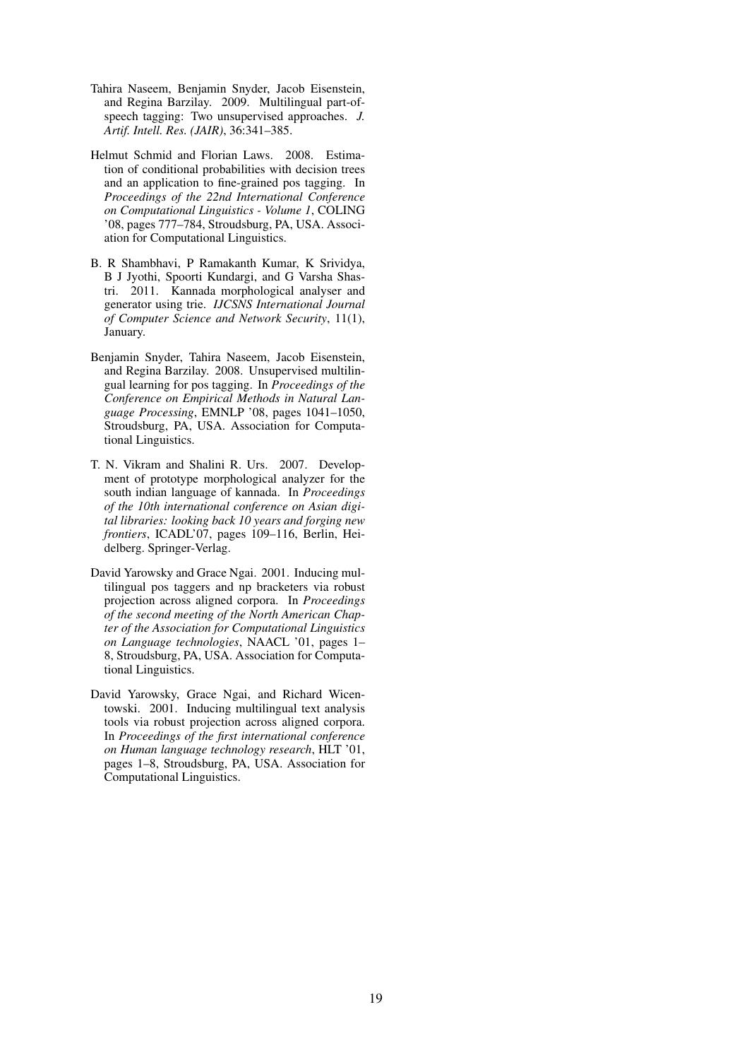Tahira Naseem, Benjamin Snyder, Jacob Eisenstein, and Regina Barzilay. 2009. Multilingual part-of-speech tagging: Two unsupervised approaches. *J. Artif. Intell. Res. (JAIR)*, 36:341–385.

Helmut Schmid and Florian Laws. 2008. Estimation of conditional probabilities with decision trees and an application to fine-grained pos tagging. In *Proceedings of the 22nd International Conference on Computational Linguistics - Volume 1*, COLING '08, pages 777–784, Stroudsburg, PA, USA. Association for Computational Linguistics.

B. R Shambhavi, P Ramakanth Kumar, K Srividya, B J Jyothi, Spoorti Kundargi, and G Varsha Shastri. 2011. Kannada morphological analyser and generator using trie. *IJCSNS International Journal of Computer Science and Network Security*, 11(1), January.

Benjamin Snyder, Tahira Naseem, Jacob Eisenstein, and Regina Barzilay. 2008. Unsupervised multilingual learning for pos tagging. In *Proceedings of the Conference on Empirical Methods in Natural Language Processing*, EMNLP '08, pages 1041–1050, Stroudsburg, PA, USA. Association for Computational Linguistics.

T. N. Vikram and Shalini R. Urs. 2007. Development of prototype morphological analyzer for the south indian language of kannada. In *Proceedings of the 10th international conference on Asian digital libraries: looking back 10 years and forging new frontiers*, ICADL'07, pages 109–116, Berlin, Heidelberg. Springer-Verlag.

David Yarowsky and Grace Ngai. 2001. Inducing multilingual pos taggers and np bracketers via robust projection across aligned corpora. In *Proceedings of the second meeting of the North American Chapter of the Association for Computational Linguistics on Language technologies*, NAACL '01, pages 1–8, Stroudsburg, PA, USA. Association for Computational Linguistics.

David Yarowsky, Grace Ngai, and Richard Wicentowski. 2001. Inducing multilingual text analysis tools via robust projection across aligned corpora. In *Proceedings of the first international conference on Human language technology research*, HLT '01, pages 1–8, Stroudsburg, PA, USA. Association for Computational Linguistics.